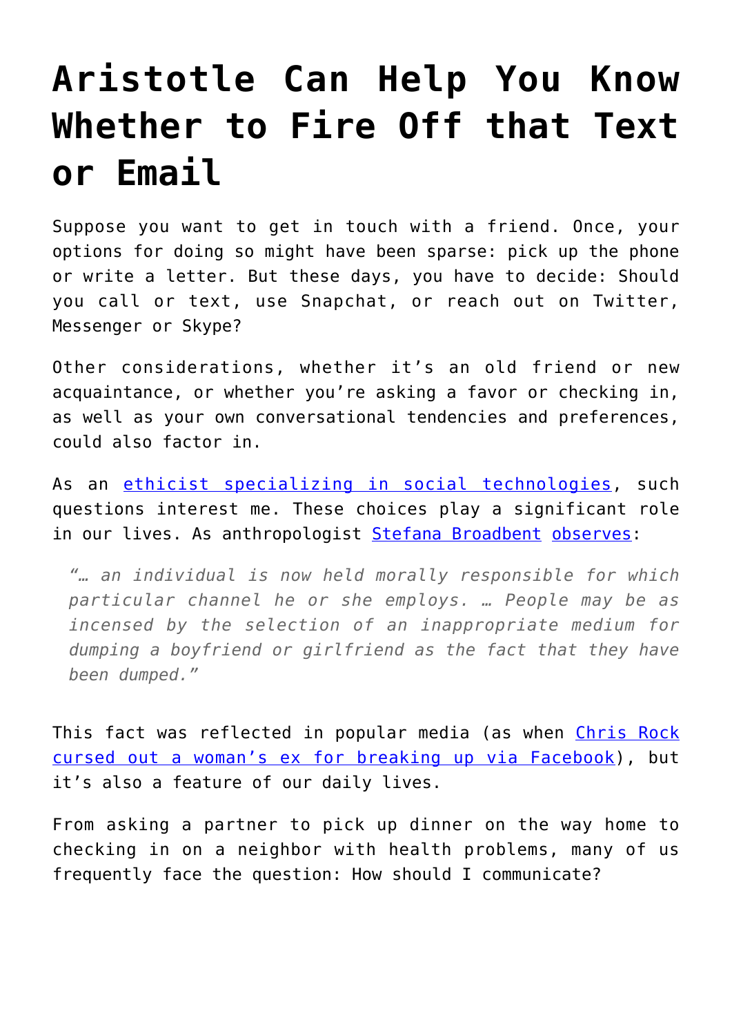# Aristotle Can Help You Know Whether to Fire Off that Text or Email

Suppose you want to get in touch with a friend. Once, your options for doing so might have been sparse: pick up the phone or write a letter. But these days, you have to decide: Should you call or text, use Snapchat, or reach out on Twitter, Messenger or Skype?

Other considerations, whether it's an old friend or new acquaintance, or whether you're asking a favor or checking in, as well as your own conversational tendencies and preferences, could also factor in.

As an ethicist specializing in social technologies, such questions interest me. These choices play a significant role in our lives. As anthropologist Stefana Broadbent observes:

> *"… an individual is now held morally responsible for which particular channel he or she employs. … People may be as incensed by the selection of an inappropriate medium for dumping a boyfriend or girlfriend as the fact that they have been dumped."*

This fact was reflected in popular media (as when Chris Rock cursed out a woman's ex for breaking up via Facebook), but it's also a feature of our daily lives.

From asking a partner to pick up dinner on the way home to checking in on a neighbor with health problems, many of us frequently face the question: How should I communicate?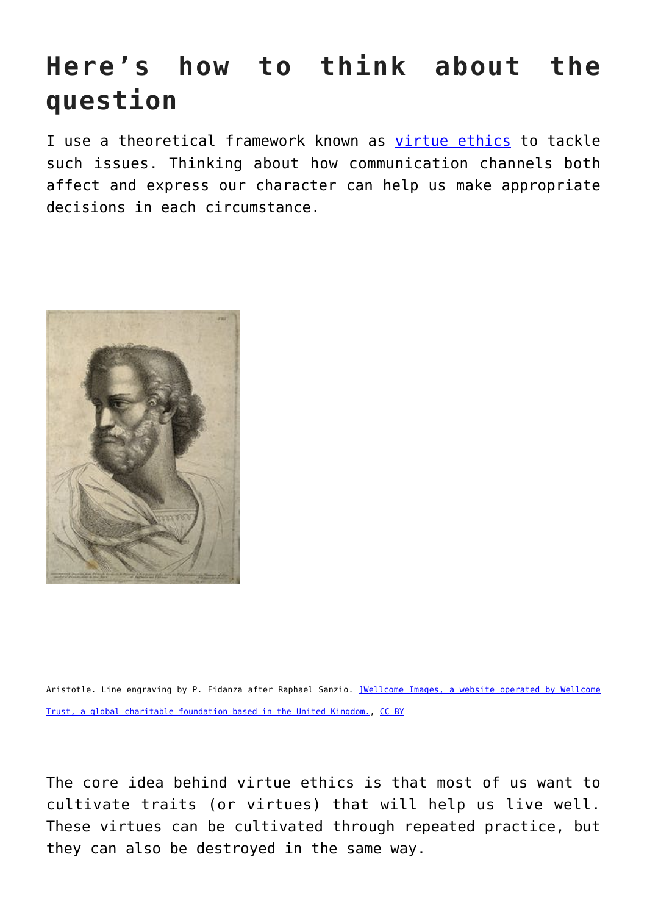# Here's how to think about the question

I use a theoretical framework known as [virtue ethics](https://plato.stanford.edu/entries/ethics-virtue/) to tackle such issues. Thinking about how communication channels both affect and express our character can help us make appropriate decisions in each circumstance.

Aristotle. Line engraving by P. Fidanza after Raphael Sanzio. ]Wellcome Images, a website operated by Wellcome Trust, a global charitable foundation based in the United Kingdom., CC BY

The core idea behind virtue ethics is that most of us want to cultivate traits (or virtues) that will help us live well. These virtues can be cultivated through repeated practice, but they can also be destroyed in the same way.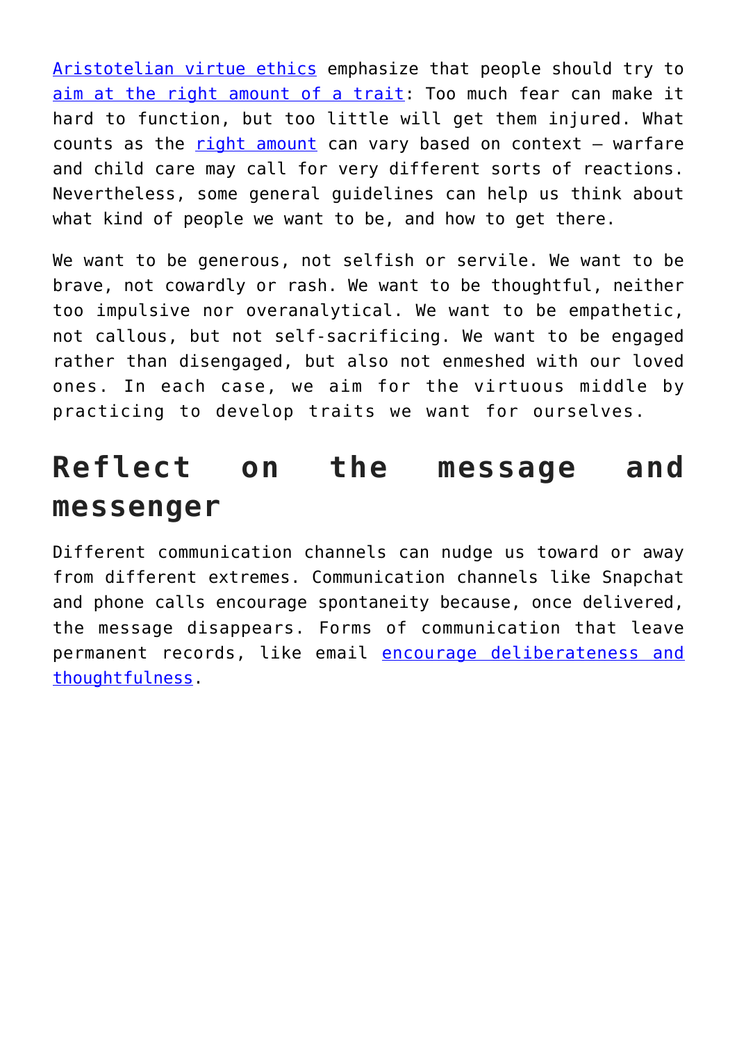Aristotelian virtue ethics emphasize that people should try to aim at the right amount of a trait: Too much fear can make it hard to function, but too little will get them injured. What counts as the right amount can vary based on context – warfare and child care may call for very different sorts of reactions. Nevertheless, some general guidelines can help us think about what kind of people we want to be, and how to get there.

We want to be generous, not selfish or servile. We want to be brave, not cowardly or rash. We want to be thoughtful, neither too impulsive nor overanalytical. We want to be empathetic, not callous, but not self-sacrificing. We want to be engaged rather than disengaged, but also not enmeshed with our loved ones. In each case, we aim for the virtuous middle by practicing to develop traits we want for ourselves.

## Reflect on the message and messenger

Different communication channels can nudge us toward or away from different extremes. Communication channels like Snapchat and phone calls encourage spontaneity because, once delivered, the message disappears. Forms of communication that leave permanent records, like email encourage deliberateness and thoughtfulness.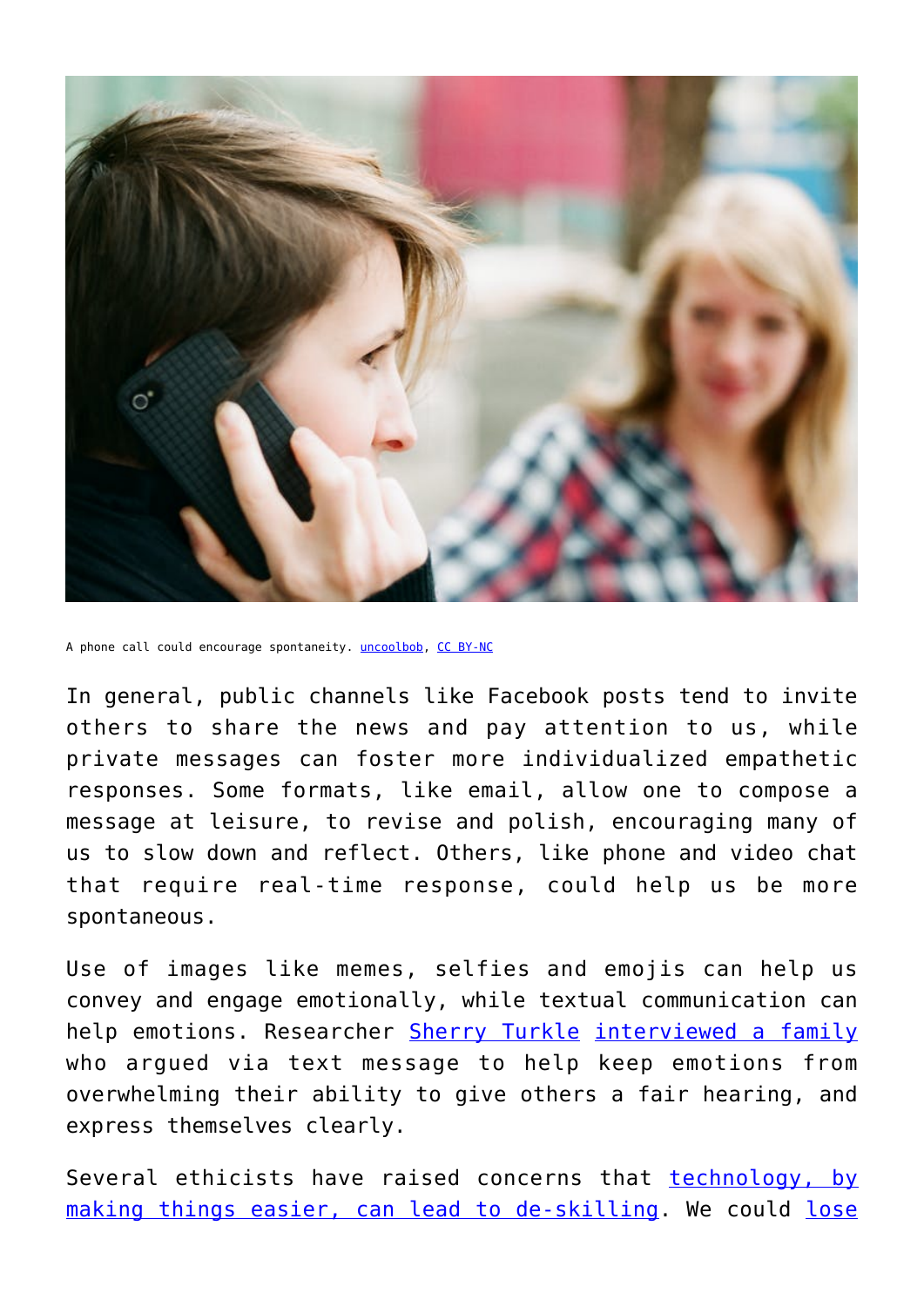A phone call could encourage spontaneity. [uncoolbob](), [CC BY-NC]()

In general, public channels like Facebook posts tend to invite others to share the news and pay attention to us, while private messages can foster more individualized empathetic responses. Some formats, like email, allow one to compose a message at leisure, to revise and polish, encouraging many of us to slow down and reflect. Others, like phone and video chat that require real-time response, could help us be more spontaneous.

Use of images like memes, selfies and emojis can help us convey and engage emotionally, while textual communication can help emotions. Researcher Sherry Turkle interviewed a family who argued via text message to help keep emotions from overwhelming their ability to give others a fair hearing, and express themselves clearly.

Several ethicists have raised concerns that technology, by making things easier, can lead to de-skilling. We could lose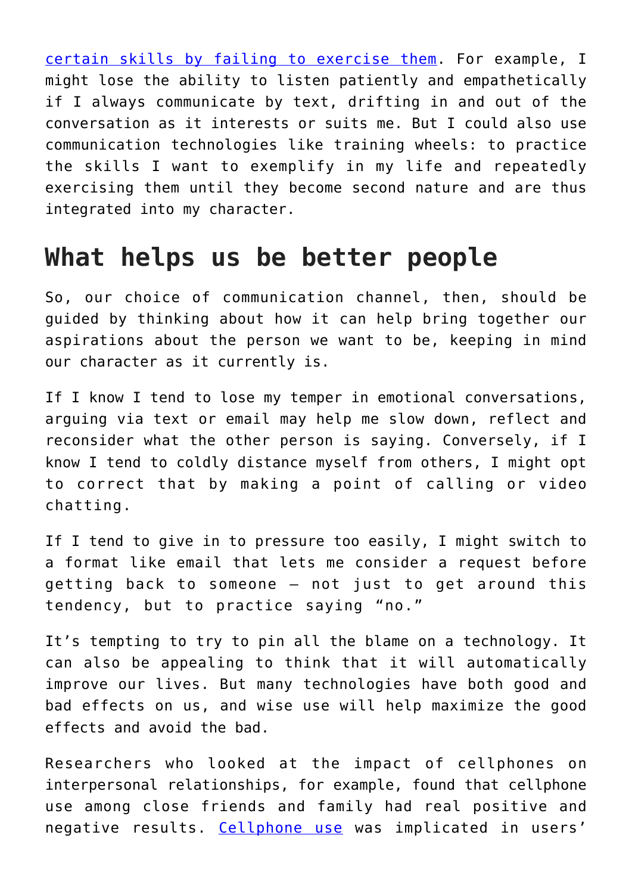certain skills by failing to exercise them. For example, I might lose the ability to listen patiently and empathetically if I always communicate by text, drifting in and out of the conversation as it interests or suits me. But I could also use communication technologies like training wheels: to practice the skills I want to exemplify in my life and repeatedly exercising them until they become second nature and are thus integrated into my character.

## What helps us be better people

So, our choice of communication channel, then, should be guided by thinking about how it can help bring together our aspirations about the person we want to be, keeping in mind our character as it currently is.

If I know I tend to lose my temper in emotional conversations, arguing via text or email may help me slow down, reflect and reconsider what the other person is saying. Conversely, if I know I tend to coldly distance myself from others, I might opt to correct that by making a point of calling or video chatting.

If I tend to give in to pressure too easily, I might switch to a format like email that lets me consider a request before getting back to someone – not just to get around this tendency, but to practice saying "no."

It's tempting to try to pin all the blame on a technology. It can also be appealing to think that it will automatically improve our lives. But many technologies have both good and bad effects on us, and wise use will help maximize the good effects and avoid the bad.

Researchers who looked at the impact of cellphones on interpersonal relationships, for example, found that cellphone use among close friends and family had real positive and negative results. Cellphone use was implicated in users'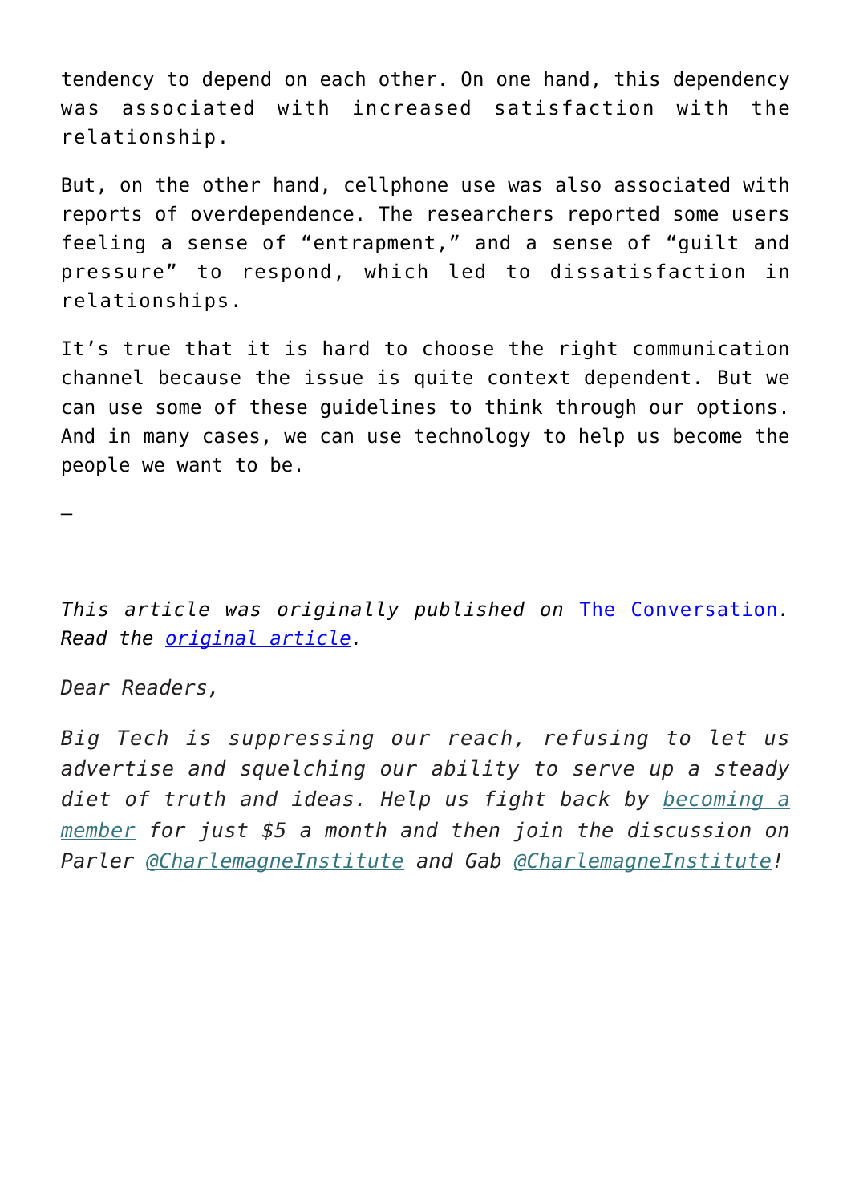tendency to depend on each other. On one hand, this dependency was associated with increased satisfaction with the relationship.

But, on the other hand, cellphone use was also associated with reports of overdependence. The researchers reported some users feeling a sense of "entrapment," and a sense of "guilt and pressure" to respond, which led to dissatisfaction in relationships.

It's true that it is hard to choose the right communication channel because the issue is quite context dependent. But we can use some of these guidelines to think through our options. And in many cases, we can use technology to help us become the people we want to be.

—

*This article was originally published on [The Conversation](). Read the [original article]().*

*Dear Readers,*

*Big Tech is suppressing our reach, refusing to let us advertise and squelching our ability to serve up a steady diet of truth and ideas. Help us fight back by [becoming a member]() for just $5 a month and then join the discussion on Parler @CharlemagneInstitute and Gab @CharlemagneInstitute!*